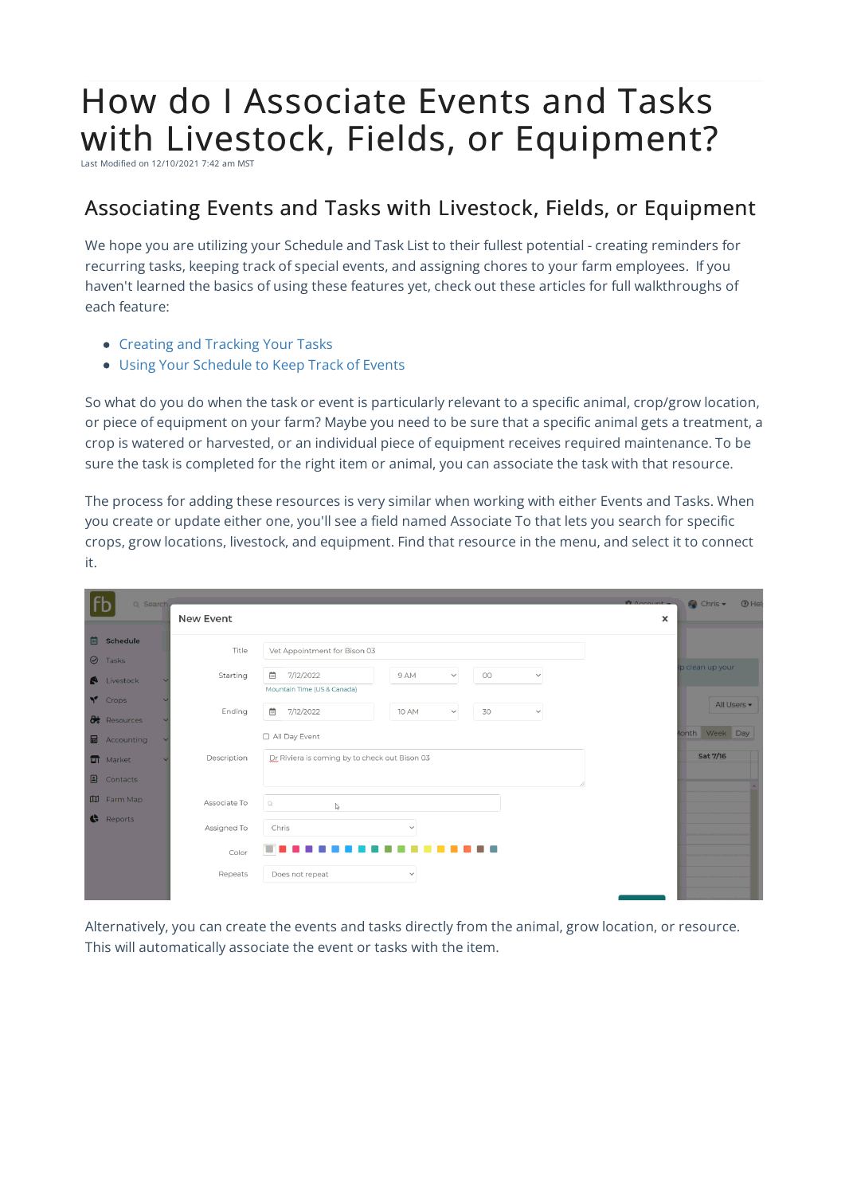# How do I Associate Events and Tasks with Livestock, Fields, or Equipment?

Last Modified on 12/10/2021 7:42 am MST

## Associating Events and Tasks with Livestock, Fields, or Equipment

We hope you are utilizing your Schedule and Task List to their fullest potential - creating reminders for recurring tasks, keeping track of special events, and assigning chores to your farm employees. If you haven't learned the basics of using these features yet, check out these articles for full walkthroughs of each feature:

- Creating and Tracking Your Tasks
- Using Your Schedule to Keep Track of Events

So what do you do when the task or event is particularly relevant to a specific animal, crop/grow location, or piece of equipment on your farm? Maybe you need to be sure that a specific animal gets a treatment, a crop is watered or harvested, or an individual piece of equipment receives required maintenance. To be sure the task is completed for the right item or animal, you can associate the task with that resource.

The process for adding these resources is very similar when working with either Events and Tasks. When you create or update either one, you'll see a field named Associate To that lets you search for specific crops, grow locations, livestock, and equipment. Find that resource in the menu, and select it to connect it.

Alternatively, you can create the events and tasks directly from the animal, grow location, or resource. This will automatically associate the event or tasks with the item.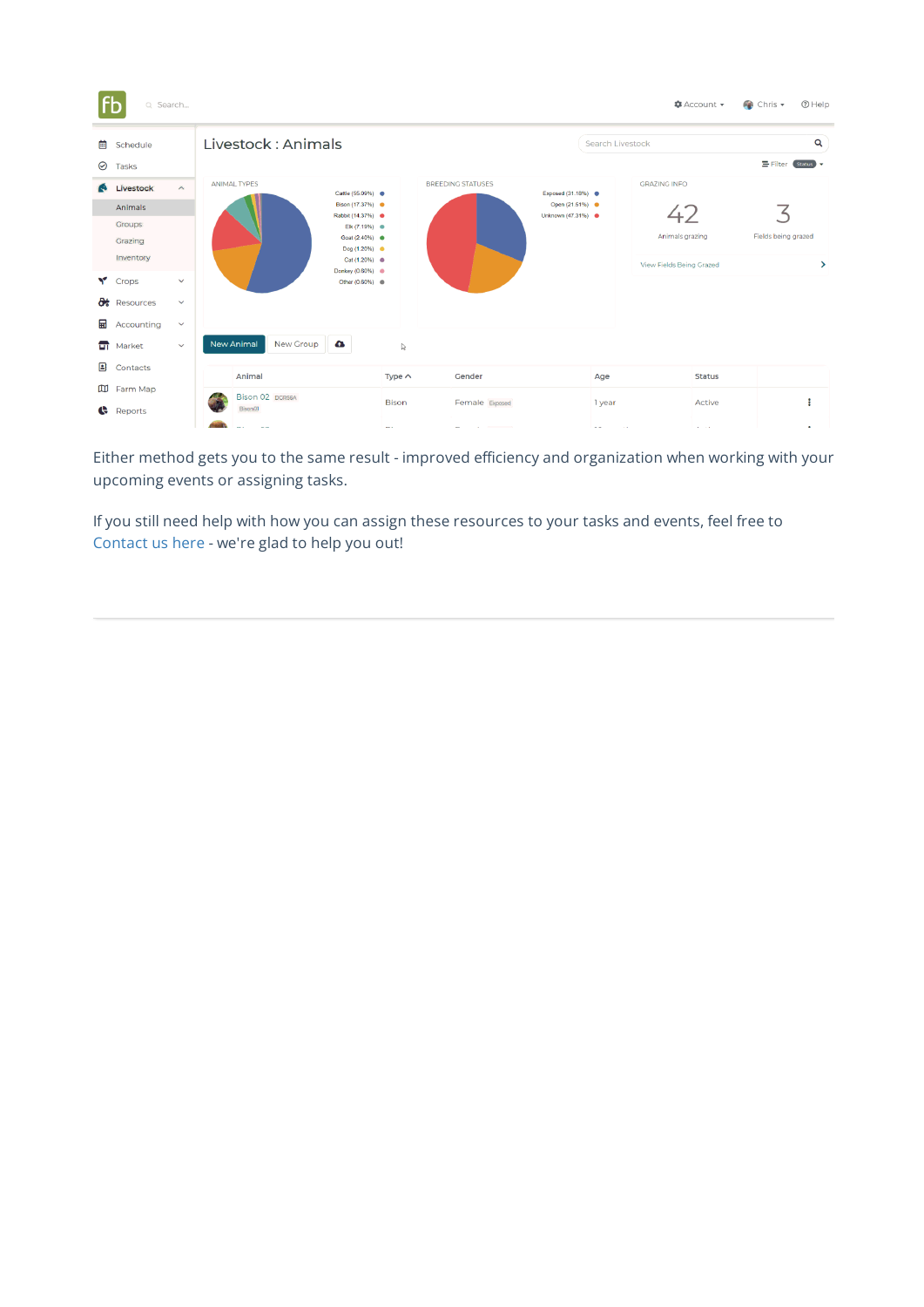Either method gets you to the same result - improved efficiency and organization when working with your upcoming events or assigning tasks.

If you still need help with how you can assign these resources to your tasks and events, feel free to Contact us here - we're glad to help you out!